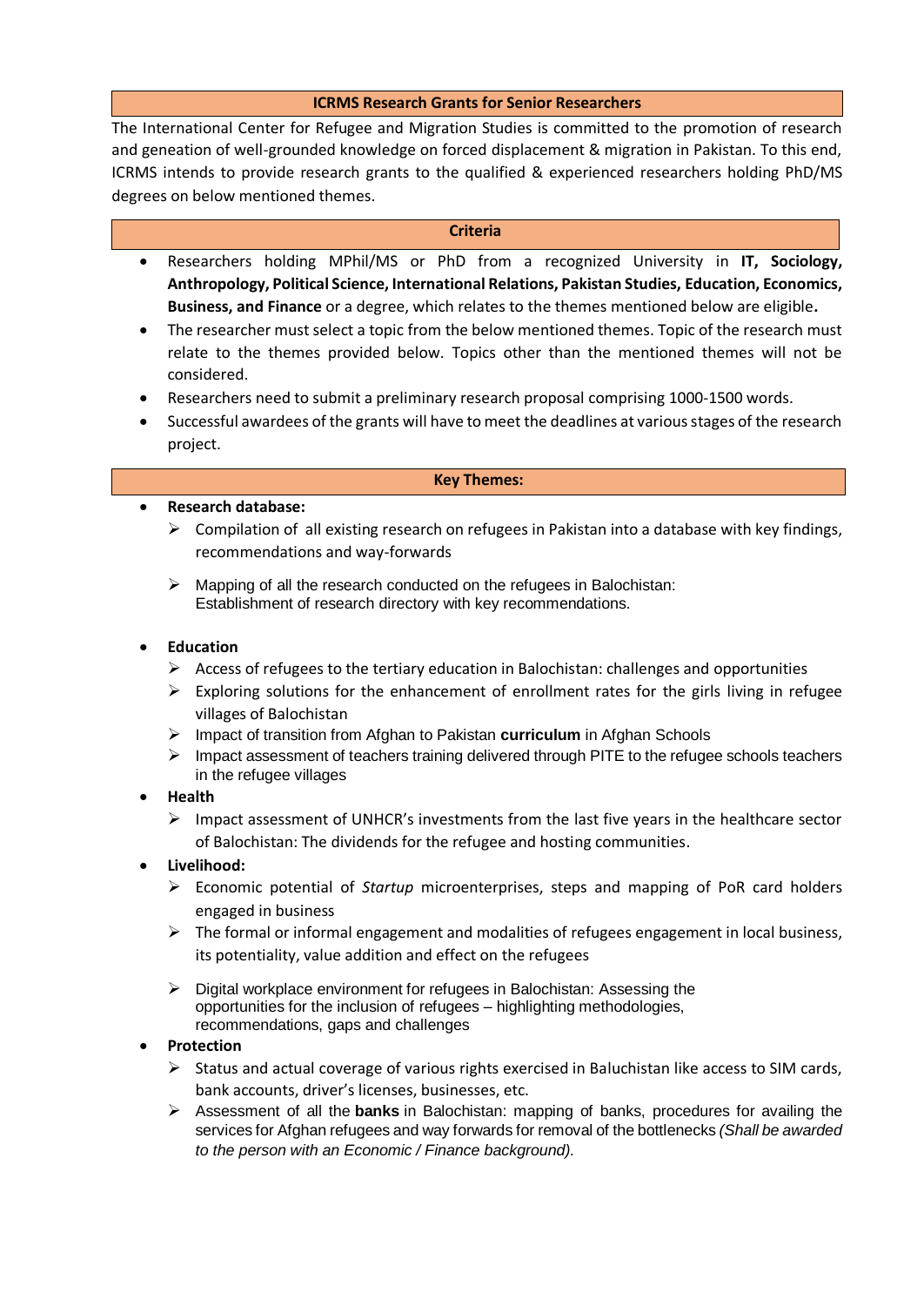## ICRMS Research Grants for Senior Researchers

The International Center for Refugee and Migration Studies is committed to the promotion of research and geneation of well-grounded knowledge on forced displacement & migration in Pakistan. To this end, ICRMS intends to provide research grants to the qualified & experienced researchers holding PhD/MS degrees on below mentioned themes.

## Criteria

- Researchers holding MPhil/MS or PhD from a recognized University in **IT, Sociology, Anthropology, Political Science, International Relations, Pakistan Studies, Education, Economics, Business, and Finance** or a degree, which relates to the themes mentioned below are eligible**.**
- The researcher must select a topic from the below mentioned themes. Topic of the research must relate to the themes provided below. Topics other than the mentioned themes will not be considered.
- Researchers need to submit a preliminary research proposal comprising 1000-1500 words.
- Successful awardees of the grants will have to meet the deadlines at various stages of the research project.

## Key Themes:

- **Research database:**
  - Compilation of all existing research on refugees in Pakistan into a database with key findings, recommendations and way-forwards
  - Mapping of all the research conducted on the refugees in Balochistan: Establishment of research directory with key recommendations.
- **Education**
  - Access of refugees to the tertiary education in Balochistan: challenges and opportunities
  - Exploring solutions for the enhancement of enrollment rates for the girls living in refugee villages of Balochistan
  - Impact of transition from Afghan to Pakistan **curriculum** in Afghan Schools
  - Impact assessment of teachers training delivered through PITE to the refugee schools teachers in the refugee villages
- **Health**
  - Impact assessment of UNHCR's investments from the last five years in the healthcare sector of Balochistan: The dividends for the refugee and hosting communities.
- **Livelihood:**
  - Economic potential of *Startup* microenterprises, steps and mapping of PoR card holders engaged in business
  - The formal or informal engagement and modalities of refugees engagement in local business, its potentiality, value addition and effect on the refugees
  - Digital workplace environment for refugees in Balochistan: Assessing the opportunities for the inclusion of refugees – highlighting methodologies, recommendations, gaps and challenges
- **Protection**
  - Status and actual coverage of various rights exercised in Baluchistan like access to SIM cards, bank accounts, driver's licenses, businesses, etc.
  - Assessment of all the **banks** in Balochistan: mapping of banks, procedures for availing the services for Afghan refugees and way forwards for removal of the bottlenecks *(Shall be awarded to the person with an Economic / Finance background).*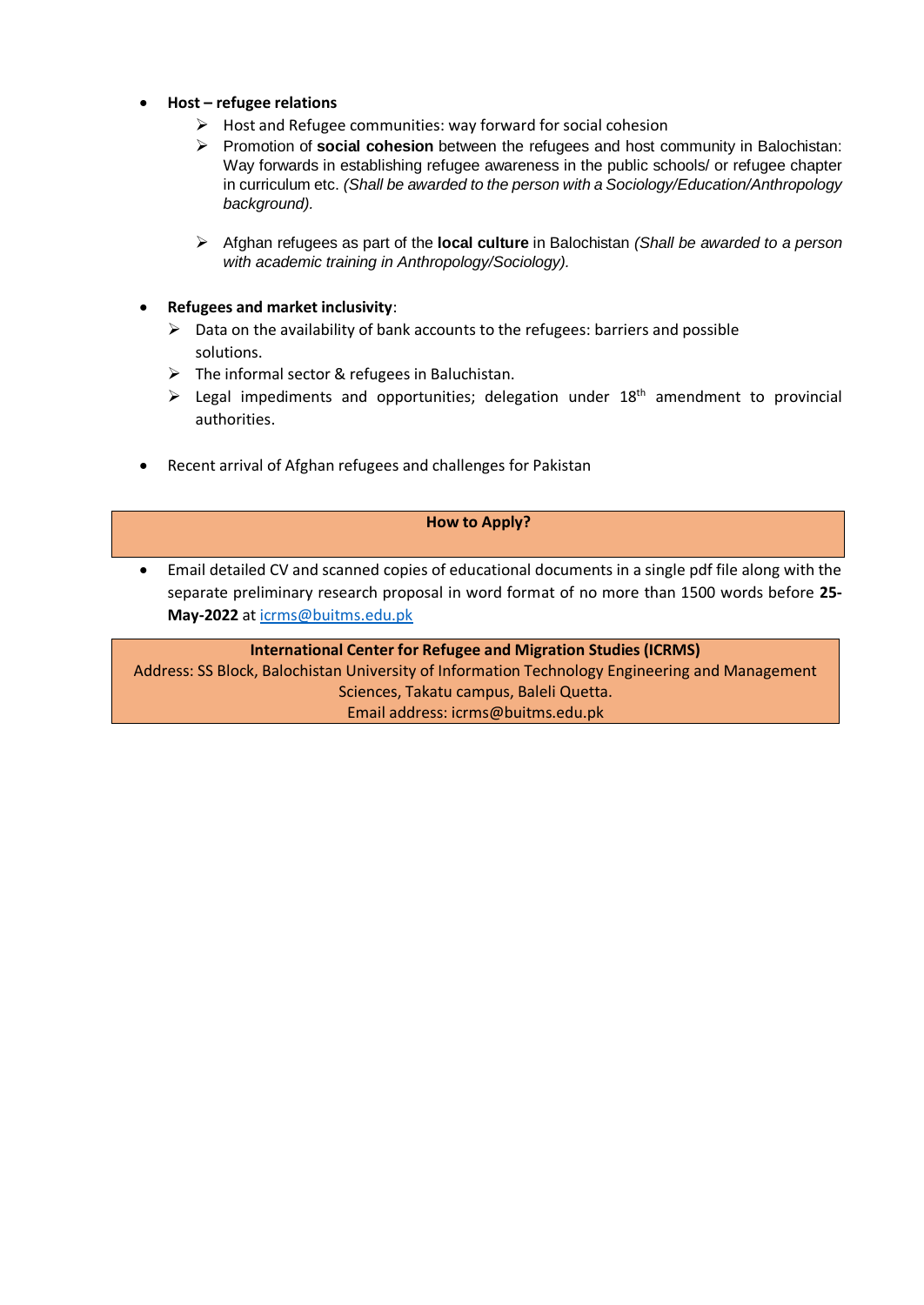- **Host – refugee relations**
    - Host and Refugee communities: way forward for social cohesion
    - Promotion of **social cohesion** between the refugees and host community in Balochistan: Way forwards in establishing refugee awareness in the public schools/ or refugee chapter in curriculum etc. *(Shall be awarded to the person with a Sociology/Education/Anthropology background).*
    - Afghan refugees as part of the **local culture** in Balochistan *(Shall be awarded to a person with academic training in Anthropology/Sociology).*

- **Refugees and market inclusivity**:
    - Data on the availability of bank accounts to the refugees: barriers and possible solutions.
    - The informal sector & refugees in Baluchistan.
    - Legal impediments and opportunities; delegation under 18th amendment to provincial authorities.

- Recent arrival of Afghan refugees and challenges for Pakistan

**How to Apply?**

- Email detailed CV and scanned copies of educational documents in a single pdf file along with the separate preliminary research proposal in word format of no more than 1500 words before **25-May-2022** at icrms@buitms.edu.pk

**International Center for Refugee and Migration Studies (ICRMS)**
Address: SS Block, Balochistan University of Information Technology Engineering and Management Sciences, Takatu campus, Baleli Quetta.
Email address: icrms@buitms.edu.pk